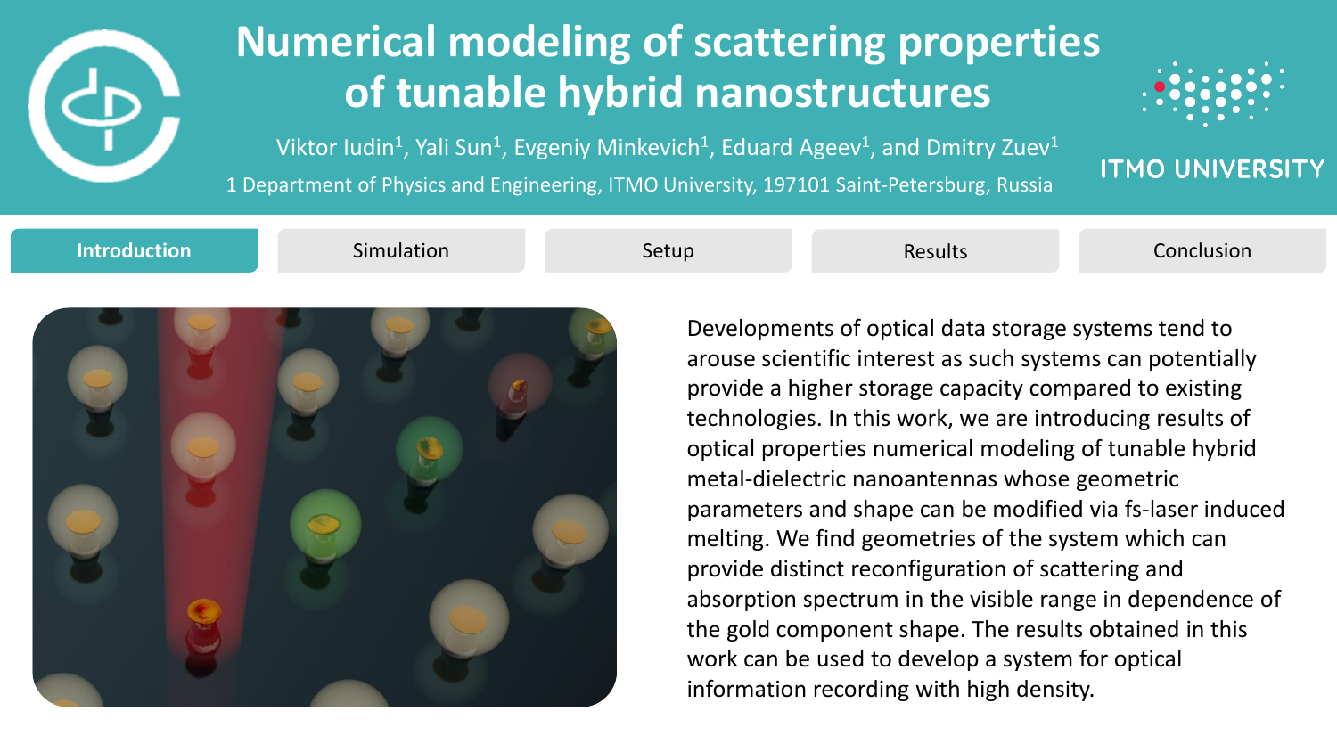# Numerical modeling of scattering properties of tunable hybrid nanostructures

Viktor Iudin[1], Yali Sun[1], Evgeniy Minkevich[1], Eduard Ageev[1], and Dmitry Zuev[1]

1 Department of Physics and Engineering, ITMO University, 197101 Saint-Petersburg, Russia

ITMO UNIVERSITY

**Introduction** | Simulation | Setup | Results | Conclusion

Developments of optical data storage systems tend to arouse scientific interest as such systems can potentially provide a higher storage capacity compared to existing technologies. In this work, we are introducing results of optical properties numerical modeling of tunable hybrid metal-dielectric nanoantennas whose geometric parameters and shape can be modified via fs-laser induced melting. We find geometries of the system which can provide distinct reconfiguration of scattering and absorption spectrum in the visible range in dependence of the gold component shape. The results obtained in this work can be used to develop a system for optical information recording with high density.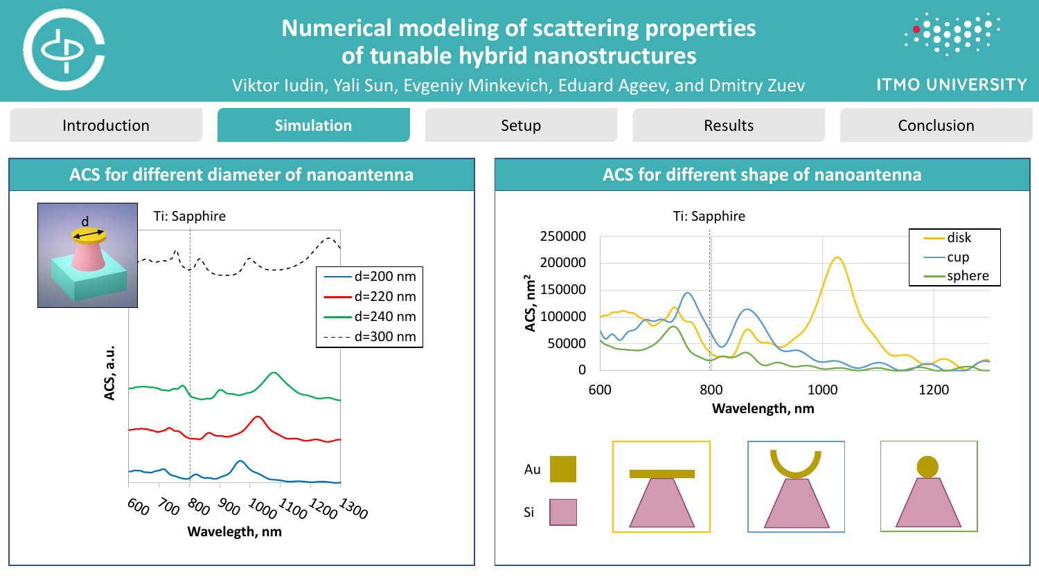# Numerical modeling of scattering properties of tunable hybrid nanostructures

Viktor Iudin, Yali Sun, Evgeniy Minkevich, Eduard Ageev, and Dmitry Zuev

ITMO UNIVERSITY

Introduction | **Simulation** | Setup | Results | Conclusion

## ACS for different diameter of nanoantenna

Ti: Sapphire

d

- d=200 nm
- d=220 nm
- d=240 nm
- d=300 nm

ACS, a.u.

600 700 800 900 1000 1100 1200 1300

Wavelegth, nm

## ACS for different shape of nanoantenna

Ti: Sapphire

- disk
- cup
- sphere

ACS, $nm^2$

250000, 200000, 150000, 100000, 50000, 0

600, 800, 1000, 1200

Wavelength, nm

Au

Si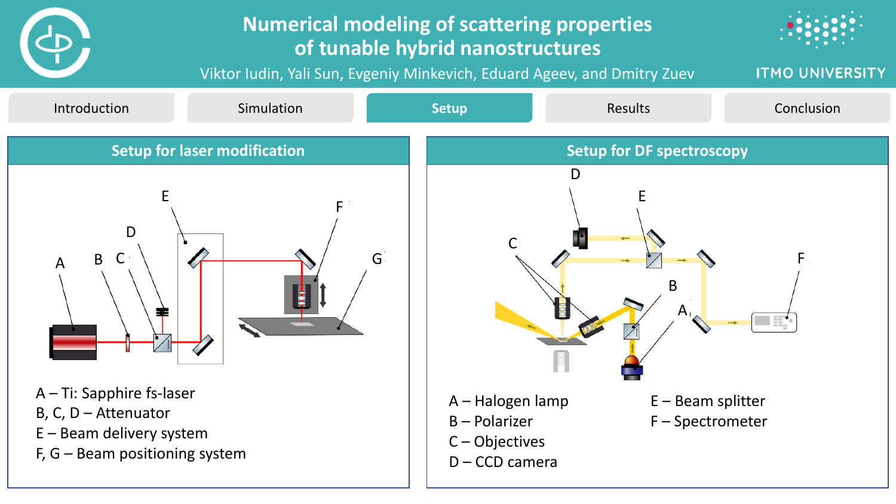# Numerical modeling of scattering properties of tunable hybrid nanostructures

Viktor Iudin, Yali Sun, Evgeniy Minkevich, Eduard Ageev, and Dmitry Zuev

ITMO UNIVERSITY

Introduction | Simulation | **Setup** | Results | Conclusion

## Setup for laser modification

A – Ti: Sapphire fs-laser
B, C, D – Attenuator
E – Beam delivery system
F, G – Beam positioning system

## Setup for DF spectroscopy

A – Halogen lamp
B – Polarizer
C – Objectives
D – CCD camera
E – Beam splitter
F – Spectrometer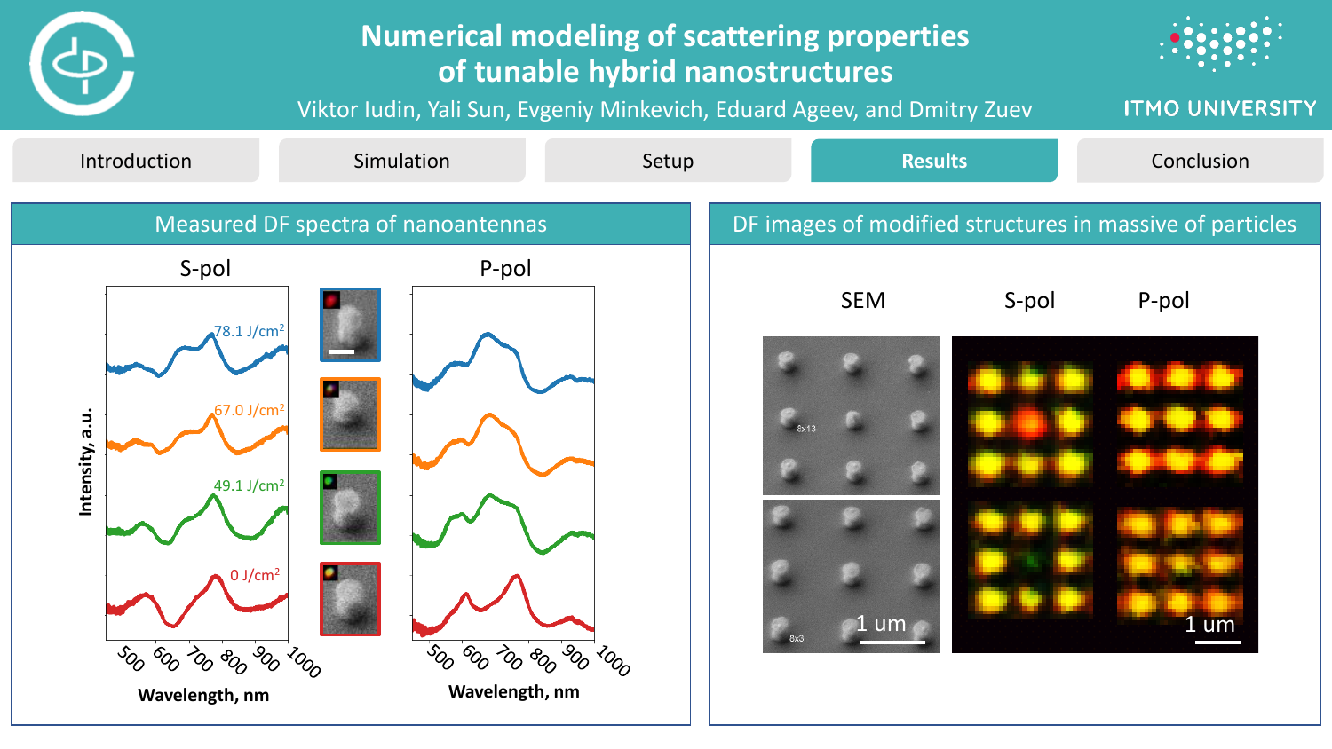# Numerical modeling of scattering properties of tunable hybrid nanostructures

Viktor Iudin, Yali Sun, Evgeniy Minkevich, Eduard Ageev, and Dmitry Zuev

ITMO UNIVERSITY

Introduction | Simulation | Setup | **Results** | Conclusion

## Measured DF spectra of nanoantennas

S-pol

P-pol

78.1 J/cm$^2$

67.0 J/cm$^2$

49.1 J/cm$^2$

0 J/cm$^2$

Intensity, a.u.

Wavelength, nm

## DF images of modified structures in massive of particles

SEM

S-pol

P-pol

1 um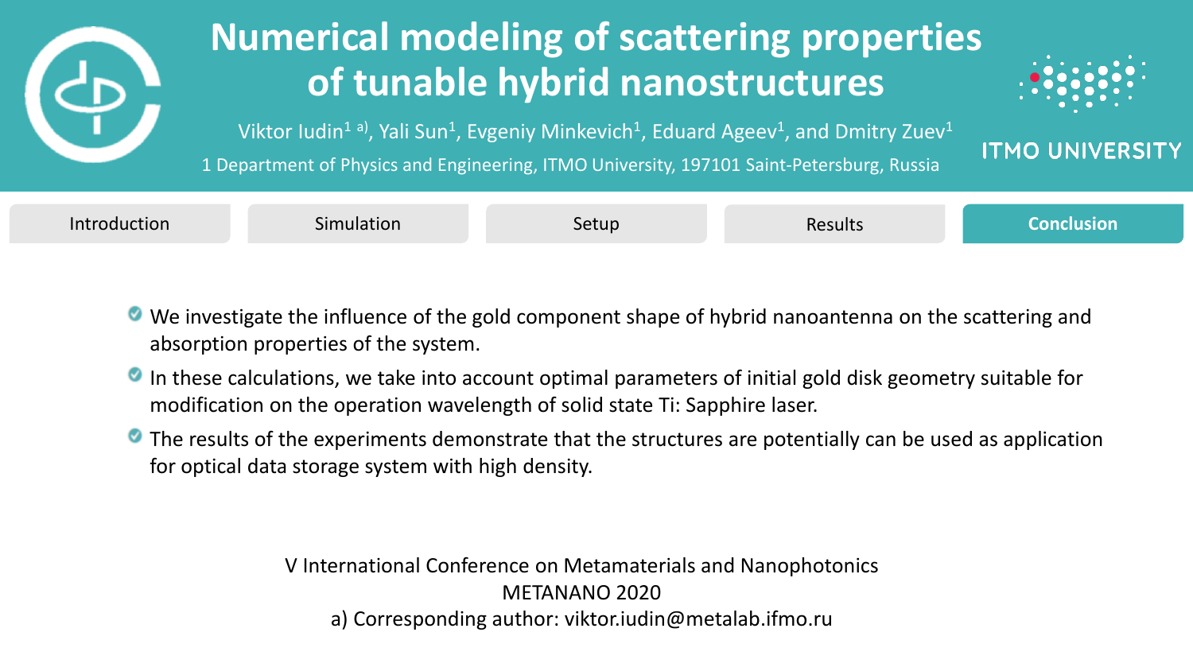# Numerical modeling of scattering properties of tunable hybrid nanostructures

Viktor Iudin[1 a)], Yali Sun[1], Evgeniy Minkevich[1], Eduard Ageev[1], and Dmitry Zuev[1]

1 Department of Physics and Engineering, ITMO University, 197101 Saint-Petersburg, Russia

ITMO UNIVERSITY

Introduction | Simulation | Setup | Results | **Conclusion**

- We investigate the influence of the gold component shape of hybrid nanoantenna on the scattering and absorption properties of the system.
- In these calculations, we take into account optimal parameters of initial gold disk geometry suitable for modification on the operation wavelength of solid state Ti: Sapphire laser.
- The results of the experiments demonstrate that the structures are potentially can be used as application for optical data storage system with high density.

V International Conference on Metamaterials and Nanophotonics
METANANO 2020
a) Corresponding author: viktor.iudin@metalab.ifmo.ru